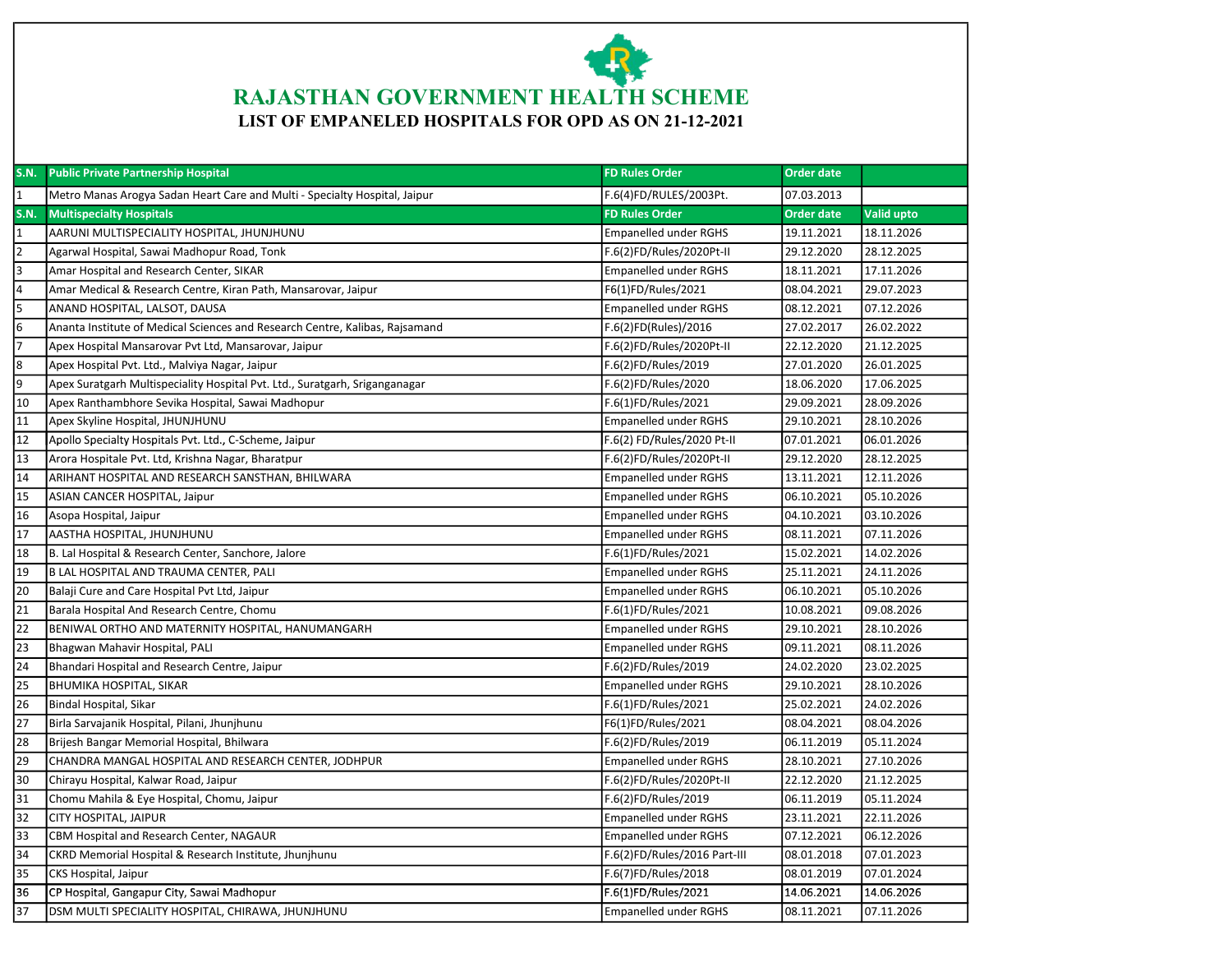# RAJASTHAN GOVERNMENT HEALTH SCHEME

## LIST OF EMPANELED HOSPITALS FOR OPD AS ON 21-12-2021

| S.N. | Public Private Partnership Hospital | FD Rules Order | Order date | |
|---|---|---|---|---|
| 1 | Metro Manas Arogya Sadan Heart Care and Multi - Specialty Hospital, Jaipur | F.6(4)FD/RULES/2003Pt. | 07.03.2013 | |
| **S.N.** | **Multispecialty Hospitals** | **FD Rules Order** | **Order date** | **Valid upto** |
| 1 | AARUNI MULTISPECIALITY HOSPITAL, JHUNJHUNU | Empanelled under RGHS | 19.11.2021 | 18.11.2026 |
| 2 | Agarwal Hospital, Sawai Madhopur Road, Tonk | F.6(2)FD/Rules/2020Pt-II | 29.12.2020 | 28.12.2025 |
| 3 | Amar Hospital and Research Center, SIKAR | Empanelled under RGHS | 18.11.2021 | 17.11.2026 |
| 4 | Amar Medical & Research Centre, Kiran Path, Mansarovar, Jaipur | F6(1)FD/Rules/2021 | 08.04.2021 | 29.07.2023 |
| 5 | ANAND HOSPITAL, LALSOT, DAUSA | Empanelled under RGHS | 08.12.2021 | 07.12.2026 |
| 6 | Ananta Institute of Medical Sciences and Research Centre, Kalibas, Rajsamand | F.6(2)FD(Rules)/2016 | 27.02.2017 | 26.02.2022 |
| 7 | Apex Hospital Mansarovar Pvt Ltd, Mansarovar, Jaipur | F.6(2)FD/Rules/2020Pt-II | 22.12.2020 | 21.12.2025 |
| 8 | Apex Hospital Pvt. Ltd., Malviya Nagar, Jaipur | F.6(2)FD/Rules/2019 | 27.01.2020 | 26.01.2025 |
| 9 | Apex Suratgarh Multispeciality Hospital Pvt. Ltd., Suratgarh, Sriganganagar | F.6(2)FD/Rules/2020 | 18.06.2020 | 17.06.2025 |
| 10 | Apex Ranthambhore Sevika Hospital, Sawai Madhopur | F.6(1)FD/Rules/2021 | 29.09.2021 | 28.09.2026 |
| 11 | Apex Skyline Hospital, JHUNJHUNU | Empanelled under RGHS | 29.10.2021 | 28.10.2026 |
| 12 | Apollo Specialty Hospitals Pvt. Ltd., C-Scheme, Jaipur | F.6(2) FD/Rules/2020 Pt-II | 07.01.2021 | 06.01.2026 |
| 13 | Arora Hospitale Pvt. Ltd, Krishna Nagar, Bharatpur | F.6(2)FD/Rules/2020Pt-II | 29.12.2020 | 28.12.2025 |
| 14 | ARIHANT HOSPITAL AND RESEARCH SANSTHAN, BHILWARA | Empanelled under RGHS | 13.11.2021 | 12.11.2026 |
| 15 | ASIAN CANCER HOSPITAL, Jaipur | Empanelled under RGHS | 06.10.2021 | 05.10.2026 |
| 16 | Asopa Hospital, Jaipur | Empanelled under RGHS | 04.10.2021 | 03.10.2026 |
| 17 | AASTHA HOSPITAL, JHUNJHUNU | Empanelled under RGHS | 08.11.2021 | 07.11.2026 |
| 18 | B. Lal Hospital & Research Center, Sanchore, Jalore | F.6(1)FD/Rules/2021 | 15.02.2021 | 14.02.2026 |
| 19 | B LAL HOSPITAL AND TRAUMA CENTER, PALI | Empanelled under RGHS | 25.11.2021 | 24.11.2026 |
| 20 | Balaji Cure and Care Hospital Pvt Ltd, Jaipur | Empanelled under RGHS | 06.10.2021 | 05.10.2026 |
| 21 | Barala Hospital And Research Centre, Chomu | F.6(1)FD/Rules/2021 | 10.08.2021 | 09.08.2026 |
| 22 | BENIWAL ORTHO AND MATERNITY HOSPITAL, HANUMANGARH | Empanelled under RGHS | 29.10.2021 | 28.10.2026 |
| 23 | Bhagwan Mahavir Hospital, PALI | Empanelled under RGHS | 09.11.2021 | 08.11.2026 |
| 24 | Bhandari Hospital and Research Centre, Jaipur | F.6(2)FD/Rules/2019 | 24.02.2020 | 23.02.2025 |
| 25 | BHUMIKA HOSPITAL, SIKAR | Empanelled under RGHS | 29.10.2021 | 28.10.2026 |
| 26 | Bindal Hospital, Sikar | F.6(1)FD/Rules/2021 | 25.02.2021 | 24.02.2026 |
| 27 | Birla Sarvajanik Hospital, Pilani, Jhunjhunu | F6(1)FD/Rules/2021 | 08.04.2021 | 08.04.2026 |
| 28 | Brijesh Bangar Memorial Hospital, Bhilwara | F.6(2)FD/Rules/2019 | 06.11.2019 | 05.11.2024 |
| 29 | CHANDRA MANGAL HOSPITAL AND RESEARCH CENTER, JODHPUR | Empanelled under RGHS | 28.10.2021 | 27.10.2026 |
| 30 | Chirayu Hospital, Kalwar Road, Jaipur | F.6(2)FD/Rules/2020Pt-II | 22.12.2020 | 21.12.2025 |
| 31 | Chomu Mahila & Eye Hospital, Chomu, Jaipur | F.6(2)FD/Rules/2019 | 06.11.2019 | 05.11.2024 |
| 32 | CITY HOSPITAL, JAIPUR | Empanelled under RGHS | 23.11.2021 | 22.11.2026 |
| 33 | CBM Hospital and Research Center, NAGAUR | Empanelled under RGHS | 07.12.2021 | 06.12.2026 |
| 34 | CKRD Memorial Hospital & Research Institute, Jhunjhunu | F.6(2)FD/Rules/2016 Part-III | 08.01.2018 | 07.01.2023 |
| 35 | CKS Hospital, Jaipur | F.6(7)FD/Rules/2018 | 08.01.2019 | 07.01.2024 |
| 36 | CP Hospital, Gangapur City, Sawai Madhopur | F.6(1)FD/Rules/2021 | 14.06.2021 | 14.06.2026 |
| 37 | DSM MULTI SPECIALITY HOSPITAL, CHIRAWA, JHUNJHUNU | Empanelled under RGHS | 08.11.2021 | 07.11.2026 |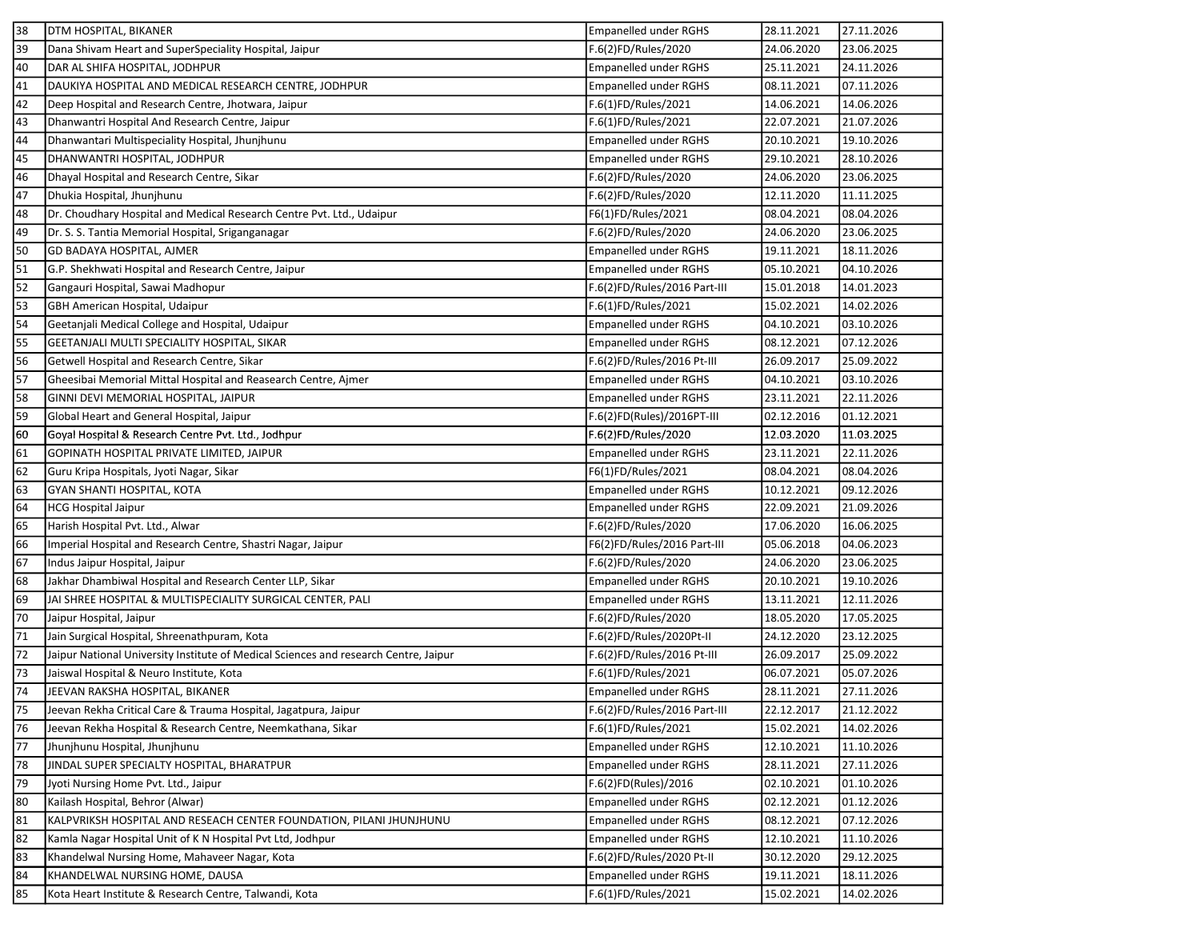| | | | | |
|---|---|---|---|---|
| 38 | DTM HOSPITAL, BIKANER | Empanelled under RGHS | 28.11.2021 | 27.11.2026 |
| 39 | Dana Shivam Heart and SuperSpeciality Hospital, Jaipur | F.6(2)FD/Rules/2020 | 24.06.2020 | 23.06.2025 |
| 40 | DAR AL SHIFA HOSPITAL, JODHPUR | Empanelled under RGHS | 25.11.2021 | 24.11.2026 |
| 41 | DAUKIYA HOSPITAL AND MEDICAL RESEARCH CENTRE, JODHPUR | Empanelled under RGHS | 08.11.2021 | 07.11.2026 |
| 42 | Deep Hospital and Research Centre, Jhotwara, Jaipur | F.6(1)FD/Rules/2021 | 14.06.2021 | 14.06.2026 |
| 43 | Dhanwantri Hospital And Research Centre, Jaipur | F.6(1)FD/Rules/2021 | 22.07.2021 | 21.07.2026 |
| 44 | Dhanwantari Multispeciality Hospital, Jhunjhunu | Empanelled under RGHS | 20.10.2021 | 19.10.2026 |
| 45 | DHANWANTRI HOSPITAL, JODHPUR | Empanelled under RGHS | 29.10.2021 | 28.10.2026 |
| 46 | Dhayal Hospital and Research Centre, Sikar | F.6(2)FD/Rules/2020 | 24.06.2020 | 23.06.2025 |
| 47 | Dhukia Hospital, Jhunjhunu | F.6(2)FD/Rules/2020 | 12.11.2020 | 11.11.2025 |
| 48 | Dr. Choudhary Hospital and Medical Research Centre Pvt. Ltd., Udaipur | F6(1)FD/Rules/2021 | 08.04.2021 | 08.04.2026 |
| 49 | Dr. S. S. Tantia Memorial Hospital, Sriganganagar | F.6(2)FD/Rules/2020 | 24.06.2020 | 23.06.2025 |
| 50 | GD BADAYA HOSPITAL, AJMER | Empanelled under RGHS | 19.11.2021 | 18.11.2026 |
| 51 | G.P. Shekhwati Hospital and Research Centre, Jaipur | Empanelled under RGHS | 05.10.2021 | 04.10.2026 |
| 52 | Gangauri Hospital, Sawai Madhopur | F.6(2)FD/Rules/2016 Part-III | 15.01.2018 | 14.01.2023 |
| 53 | GBH American Hospital, Udaipur | F.6(1)FD/Rules/2021 | 15.02.2021 | 14.02.2026 |
| 54 | Geetanjali Medical College and Hospital, Udaipur | Empanelled under RGHS | 04.10.2021 | 03.10.2026 |
| 55 | GEETANJALI MULTI SPECIALITY HOSPITAL, SIKAR | Empanelled under RGHS | 08.12.2021 | 07.12.2026 |
| 56 | Getwell Hospital and Research Centre, Sikar | F.6(2)FD/Rules/2016 Pt-III | 26.09.2017 | 25.09.2022 |
| 57 | Gheesibai Memorial Mittal Hospital and Reasearch Centre, Ajmer | Empanelled under RGHS | 04.10.2021 | 03.10.2026 |
| 58 | GINNI DEVI MEMORIAL HOSPITAL, JAIPUR | Empanelled under RGHS | 23.11.2021 | 22.11.2026 |
| 59 | Global Heart and General Hospital, Jaipur | F.6(2)FD(Rules)/2016PT-III | 02.12.2016 | 01.12.2021 |
| 60 | Goyal Hospital & Research Centre Pvt. Ltd., Jodhpur | F.6(2)FD/Rules/2020 | 12.03.2020 | 11.03.2025 |
| 61 | GOPINATH HOSPITAL PRIVATE LIMITED, JAIPUR | Empanelled under RGHS | 23.11.2021 | 22.11.2026 |
| 62 | Guru Kripa Hospitals, Jyoti Nagar, Sikar | F6(1)FD/Rules/2021 | 08.04.2021 | 08.04.2026 |
| 63 | GYAN SHANTI HOSPITAL, KOTA | Empanelled under RGHS | 10.12.2021 | 09.12.2026 |
| 64 | HCG Hospital Jaipur | Empanelled under RGHS | 22.09.2021 | 21.09.2026 |
| 65 | Harish Hospital Pvt. Ltd., Alwar | F.6(2)FD/Rules/2020 | 17.06.2020 | 16.06.2025 |
| 66 | Imperial Hospital and Research Centre, Shastri Nagar, Jaipur | F6(2)FD/Rules/2016 Part-III | 05.06.2018 | 04.06.2023 |
| 67 | Indus Jaipur Hospital, Jaipur | F.6(2)FD/Rules/2020 | 24.06.2020 | 23.06.2025 |
| 68 | Jakhar Dhambiwal Hospital and Research Center LLP, Sikar | Empanelled under RGHS | 20.10.2021 | 19.10.2026 |
| 69 | JAI SHREE HOSPITAL & MULTISPECIALITY SURGICAL CENTER, PALI | Empanelled under RGHS | 13.11.2021 | 12.11.2026 |
| 70 | Jaipur Hospital, Jaipur | F.6(2)FD/Rules/2020 | 18.05.2020 | 17.05.2025 |
| 71 | Jain Surgical Hospital, Shreenathpuram, Kota | F.6(2)FD/Rules/2020Pt-II | 24.12.2020 | 23.12.2025 |
| 72 | Jaipur National University Institute of Medical Sciences and research Centre, Jaipur | F.6(2)FD/Rules/2016 Pt-III | 26.09.2017 | 25.09.2022 |
| 73 | Jaiswal Hospital & Neuro Institute, Kota | F.6(1)FD/Rules/2021 | 06.07.2021 | 05.07.2026 |
| 74 | JEEVAN RAKSHA HOSPITAL, BIKANER | Empanelled under RGHS | 28.11.2021 | 27.11.2026 |
| 75 | Jeevan Rekha Critical Care & Trauma Hospital, Jagatpura, Jaipur | F.6(2)FD/Rules/2016 Part-III | 22.12.2017 | 21.12.2022 |
| 76 | Jeevan Rekha Hospital & Research Centre, Neemkathana, Sikar | F.6(1)FD/Rules/2021 | 15.02.2021 | 14.02.2026 |
| 77 | Jhunjhunu Hospital, Jhunjhunu | Empanelled under RGHS | 12.10.2021 | 11.10.2026 |
| 78 | JINDAL SUPER SPECIALTY HOSPITAL, BHARATPUR | Empanelled under RGHS | 28.11.2021 | 27.11.2026 |
| 79 | Jyoti Nursing Home Pvt. Ltd., Jaipur | F.6(2)FD(Rules)/2016 | 02.10.2021 | 01.10.2026 |
| 80 | Kailash Hospital, Behror (Alwar) | Empanelled under RGHS | 02.12.2021 | 01.12.2026 |
| 81 | KALPVRIKSH HOSPITAL AND RESEACH CENTER FOUNDATION, PILANI JHUNJHUNU | Empanelled under RGHS | 08.12.2021 | 07.12.2026 |
| 82 | Kamla Nagar Hospital Unit of K N Hospital Pvt Ltd, Jodhpur | Empanelled under RGHS | 12.10.2021 | 11.10.2026 |
| 83 | Khandelwal Nursing Home, Mahaveer Nagar, Kota | F.6(2)FD/Rules/2020 Pt-II | 30.12.2020 | 29.12.2025 |
| 84 | KHANDELWAL NURSING HOME, DAUSA | Empanelled under RGHS | 19.11.2021 | 18.11.2026 |
| 85 | Kota Heart Institute & Research Centre, Talwandi, Kota | F.6(1)FD/Rules/2021 | 15.02.2021 | 14.02.2026 |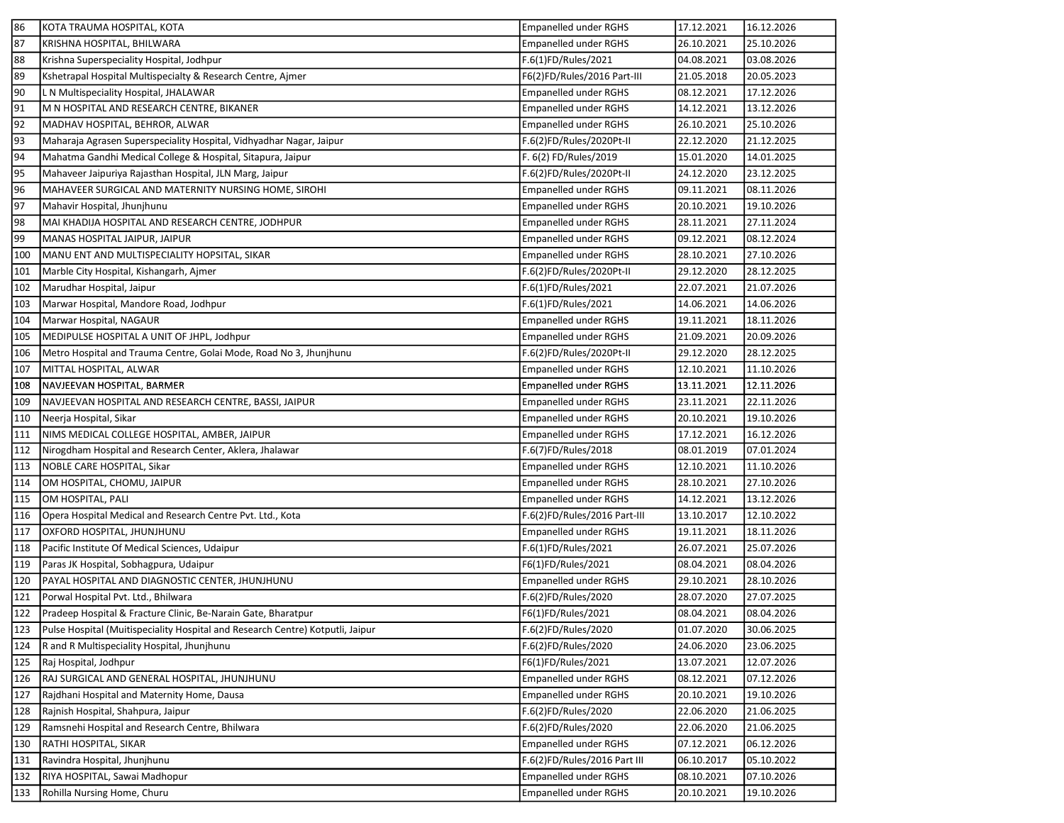| | | | | |
|---|---|---|---|---|
| 86 | KOTA TRAUMA HOSPITAL, KOTA | Empanelled under RGHS | 17.12.2021 | 16.12.2026 |
| 87 | KRISHNA HOSPITAL, BHILWARA | Empanelled under RGHS | 26.10.2021 | 25.10.2026 |
| 88 | Krishna Superspeciality Hospital, Jodhpur | F.6(1)FD/Rules/2021 | 04.08.2021 | 03.08.2026 |
| 89 | Kshetrapal Hospital Multispecialty & Research Centre, Ajmer | F6(2)FD/Rules/2016 Part-III | 21.05.2018 | 20.05.2023 |
| 90 | L N Multispeciality Hospital, JHALAWAR | Empanelled under RGHS | 08.12.2021 | 17.12.2026 |
| 91 | M N HOSPITAL AND RESEARCH CENTRE, BIKANER | Empanelled under RGHS | 14.12.2021 | 13.12.2026 |
| 92 | MADHAV HOSPITAL, BEHROR, ALWAR | Empanelled under RGHS | 26.10.2021 | 25.10.2026 |
| 93 | Maharaja Agrasen Superspeciality Hospital, Vidhyadhar Nagar, Jaipur | F.6(2)FD/Rules/2020Pt-II | 22.12.2020 | 21.12.2025 |
| 94 | Mahatma Gandhi Medical College & Hospital, Sitapura, Jaipur | F. 6(2) FD/Rules/2019 | 15.01.2020 | 14.01.2025 |
| 95 | Mahaveer Jaipuriya Rajasthan Hospital, JLN Marg, Jaipur | F.6(2)FD/Rules/2020Pt-II | 24.12.2020 | 23.12.2025 |
| 96 | MAHAVEER SURGICAL AND MATERNITY NURSING HOME, SIROHI | Empanelled under RGHS | 09.11.2021 | 08.11.2026 |
| 97 | Mahavir Hospital, Jhunjhunu | Empanelled under RGHS | 20.10.2021 | 19.10.2026 |
| 98 | MAI KHADIJA HOSPITAL AND RESEARCH CENTRE, JODHPUR | Empanelled under RGHS | 28.11.2021 | 27.11.2024 |
| 99 | MANAS HOSPITAL JAIPUR, JAIPUR | Empanelled under RGHS | 09.12.2021 | 08.12.2024 |
| 100 | MANU ENT AND MULTISPECIALITY HOPSITAL, SIKAR | Empanelled under RGHS | 28.10.2021 | 27.10.2026 |
| 101 | Marble City Hospital, Kishangarh, Ajmer | F.6(2)FD/Rules/2020Pt-II | 29.12.2020 | 28.12.2025 |
| 102 | Marudhar Hospital, Jaipur | F.6(1)FD/Rules/2021 | 22.07.2021 | 21.07.2026 |
| 103 | Marwar Hospital, Mandore Road, Jodhpur | F.6(1)FD/Rules/2021 | 14.06.2021 | 14.06.2026 |
| 104 | Marwar Hospital, NAGAUR | Empanelled under RGHS | 19.11.2021 | 18.11.2026 |
| 105 | MEDIPULSE HOSPITAL A UNIT OF JHPL, Jodhpur | Empanelled under RGHS | 21.09.2021 | 20.09.2026 |
| 106 | Metro Hospital and Trauma Centre, Golai Mode, Road No 3, Jhunjhunu | F.6(2)FD/Rules/2020Pt-II | 29.12.2020 | 28.12.2025 |
| 107 | MITTAL HOSPITAL, ALWAR | Empanelled under RGHS | 12.10.2021 | 11.10.2026 |
| 108 | NAVJEEVAN HOSPITAL, BARMER | Empanelled under RGHS | 13.11.2021 | 12.11.2026 |
| 109 | NAVJEEVAN HOSPITAL AND RESEARCH CENTRE, BASSI, JAIPUR | Empanelled under RGHS | 23.11.2021 | 22.11.2026 |
| 110 | Neerja Hospital, Sikar | Empanelled under RGHS | 20.10.2021 | 19.10.2026 |
| 111 | NIMS MEDICAL COLLEGE HOSPITAL, AMBER, JAIPUR | Empanelled under RGHS | 17.12.2021 | 16.12.2026 |
| 112 | Nirogdham Hospital and Research Center, Aklera, Jhalawar | F.6(7)FD/Rules/2018 | 08.01.2019 | 07.01.2024 |
| 113 | NOBLE CARE HOSPITAL, Sikar | Empanelled under RGHS | 12.10.2021 | 11.10.2026 |
| 114 | OM HOSPITAL, CHOMU, JAIPUR | Empanelled under RGHS | 28.10.2021 | 27.10.2026 |
| 115 | OM HOSPITAL, PALI | Empanelled under RGHS | 14.12.2021 | 13.12.2026 |
| 116 | Opera Hospital Medical and Research Centre Pvt. Ltd., Kota | F.6(2)FD/Rules/2016 Part-III | 13.10.2017 | 12.10.2022 |
| 117 | OXFORD HOSPITAL, JHUNJHUNU | Empanelled under RGHS | 19.11.2021 | 18.11.2026 |
| 118 | Pacific Institute Of Medical Sciences, Udaipur | F.6(1)FD/Rules/2021 | 26.07.2021 | 25.07.2026 |
| 119 | Paras JK Hospital, Sobhagpura, Udaipur | F6(1)FD/Rules/2021 | 08.04.2021 | 08.04.2026 |
| 120 | PAYAL HOSPITAL AND DIAGNOSTIC CENTER, JHUNJHUNU | Empanelled under RGHS | 29.10.2021 | 28.10.2026 |
| 121 | Porwal Hospital Pvt. Ltd., Bhilwara | F.6(2)FD/Rules/2020 | 28.07.2020 | 27.07.2025 |
| 122 | Pradeep Hospital & Fracture Clinic, Be-Narain Gate, Bharatpur | F6(1)FD/Rules/2021 | 08.04.2021 | 08.04.2026 |
| 123 | Pulse Hospital (Muitispeciality Hospital and Research Centre) Kotputli, Jaipur | F.6(2)FD/Rules/2020 | 01.07.2020 | 30.06.2025 |
| 124 | R and R Multispeciality Hospital, Jhunjhunu | F.6(2)FD/Rules/2020 | 24.06.2020 | 23.06.2025 |
| 125 | Raj Hospital, Jodhpur | F6(1)FD/Rules/2021 | 13.07.2021 | 12.07.2026 |
| 126 | RAJ SURGICAL AND GENERAL HOSPITAL, JHUNJHUNU | Empanelled under RGHS | 08.12.2021 | 07.12.2026 |
| 127 | Rajdhani Hospital and Maternity Home, Dausa | Empanelled under RGHS | 20.10.2021 | 19.10.2026 |
| 128 | Rajnish Hospital, Shahpura, Jaipur | F.6(2)FD/Rules/2020 | 22.06.2020 | 21.06.2025 |
| 129 | Ramsnehi Hospital and Research Centre, Bhilwara | F.6(2)FD/Rules/2020 | 22.06.2020 | 21.06.2025 |
| 130 | RATHI HOSPITAL, SIKAR | Empanelled under RGHS | 07.12.2021 | 06.12.2026 |
| 131 | Ravindra Hospital, Jhunjhunu | F.6(2)FD/Rules/2016 Part III | 06.10.2017 | 05.10.2022 |
| 132 | RIYA HOSPITAL, Sawai Madhopur | Empanelled under RGHS | 08.10.2021 | 07.10.2026 |
| 133 | Rohilla Nursing Home, Churu | Empanelled under RGHS | 20.10.2021 | 19.10.2026 |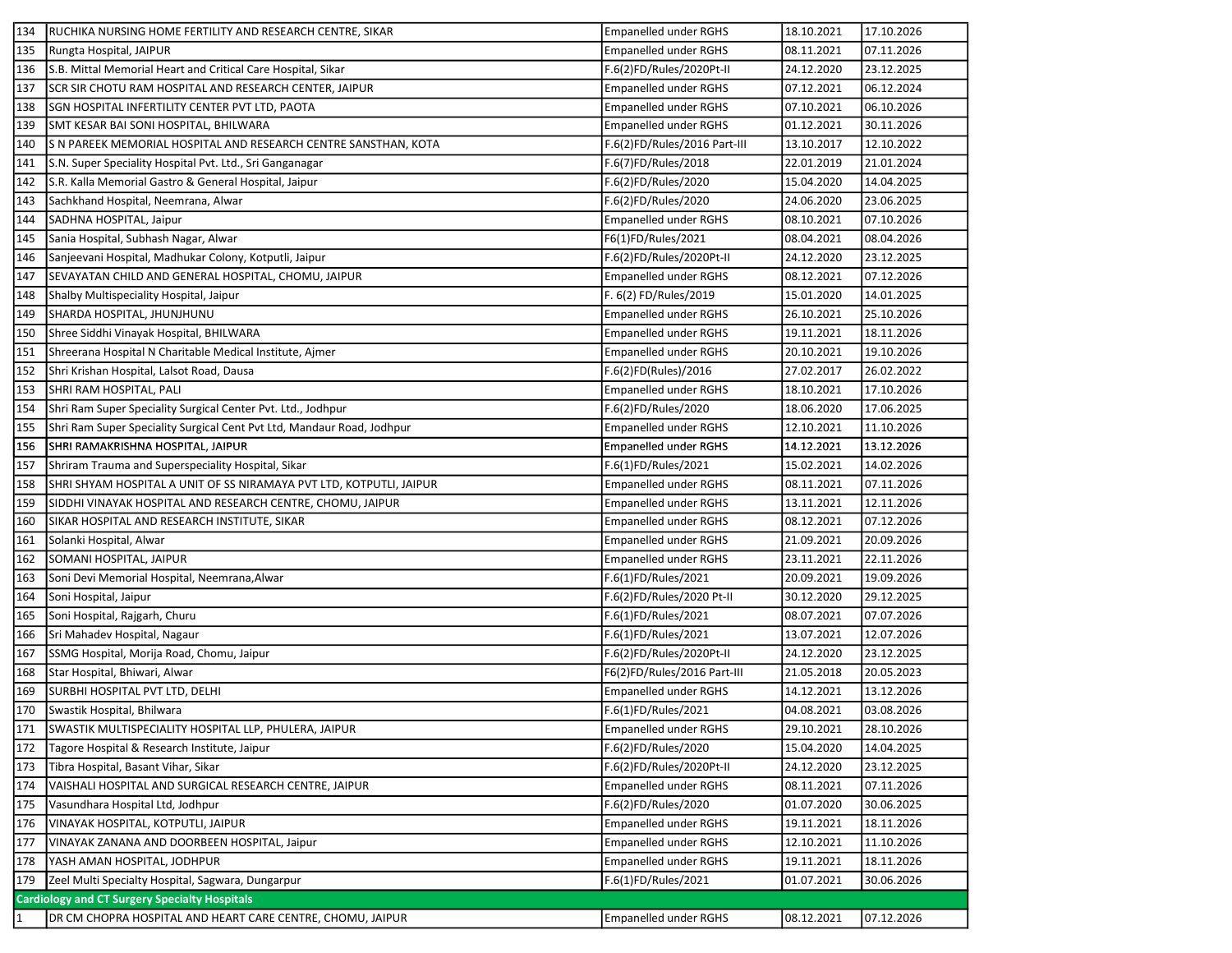| | | | | |
|---|---|---|---|---|
| 134 | RUCHIKA NURSING HOME FERTILITY AND RESEARCH CENTRE, SIKAR | Empanelled under RGHS | 18.10.2021 | 17.10.2026 |
| 135 | Rungta Hospital, JAIPUR | Empanelled under RGHS | 08.11.2021 | 07.11.2026 |
| 136 | S.B. Mittal Memorial Heart and Critical Care Hospital, Sikar | F.6(2)FD/Rules/2020Pt-II | 24.12.2020 | 23.12.2025 |
| 137 | SCR SIR CHOTU RAM HOSPITAL AND RESEARCH CENTER, JAIPUR | Empanelled under RGHS | 07.12.2021 | 06.12.2024 |
| 138 | SGN HOSPITAL INFERTILITY CENTER PVT LTD, PAOTA | Empanelled under RGHS | 07.10.2021 | 06.10.2026 |
| 139 | SMT KESAR BAI SONI HOSPITAL, BHILWARA | Empanelled under RGHS | 01.12.2021 | 30.11.2026 |
| 140 | S N PAREEK MEMORIAL HOSPITAL AND RESEARCH CENTRE SANSTHAN, KOTA | F.6(2)FD/Rules/2016 Part-III | 13.10.2017 | 12.10.2022 |
| 141 | S.N. Super Speciality Hospital Pvt. Ltd., Sri Ganganagar | F.6(7)FD/Rules/2018 | 22.01.2019 | 21.01.2024 |
| 142 | S.R. Kalla Memorial Gastro & General Hospital, Jaipur | F.6(2)FD/Rules/2020 | 15.04.2020 | 14.04.2025 |
| 143 | Sachkhand Hospital, Neemrana, Alwar | F.6(2)FD/Rules/2020 | 24.06.2020 | 23.06.2025 |
| 144 | SADHNA HOSPITAL, Jaipur | Empanelled under RGHS | 08.10.2021 | 07.10.2026 |
| 145 | Sania Hospital, Subhash Nagar, Alwar | F6(1)FD/Rules/2021 | 08.04.2021 | 08.04.2026 |
| 146 | Sanjeevani Hospital, Madhukar Colony, Kotputli, Jaipur | F.6(2)FD/Rules/2020Pt-II | 24.12.2020 | 23.12.2025 |
| 147 | SEVAYATAN CHILD AND GENERAL HOSPITAL, CHOMU, JAIPUR | Empanelled under RGHS | 08.12.2021 | 07.12.2026 |
| 148 | Shalby Multispeciality Hospital, Jaipur | F. 6(2) FD/Rules/2019 | 15.01.2020 | 14.01.2025 |
| 149 | SHARDA HOSPITAL, JHUNJHUNU | Empanelled under RGHS | 26.10.2021 | 25.10.2026 |
| 150 | Shree Siddhi Vinayak Hospital, BHILWARA | Empanelled under RGHS | 19.11.2021 | 18.11.2026 |
| 151 | Shreerana Hospital N Charitable Medical Institute, Ajmer | Empanelled under RGHS | 20.10.2021 | 19.10.2026 |
| 152 | Shri Krishan Hospital, Lalsot Road, Dausa | F.6(2)FD(Rules)/2016 | 27.02.2017 | 26.02.2022 |
| 153 | SHRI RAM HOSPITAL, PALI | Empanelled under RGHS | 18.10.2021 | 17.10.2026 |
| 154 | Shri Ram Super Speciality Surgical Center Pvt. Ltd., Jodhpur | F.6(2)FD/Rules/2020 | 18.06.2020 | 17.06.2025 |
| 155 | Shri Ram Super Speciality Surgical Cent Pvt Ltd, Mandaur Road, Jodhpur | Empanelled under RGHS | 12.10.2021 | 11.10.2026 |
| 156 | SHRI RAMAKRISHNA HOSPITAL, JAIPUR | Empanelled under RGHS | 14.12.2021 | 13.12.2026 |
| 157 | Shriram Trauma and Superspeciality Hospital, Sikar | F.6(1)FD/Rules/2021 | 15.02.2021 | 14.02.2026 |
| 158 | SHRI SHYAM HOSPITAL A UNIT OF SS NIRAMAYA PVT LTD, KOTPUTLI, JAIPUR | Empanelled under RGHS | 08.11.2021 | 07.11.2026 |
| 159 | SIDDHI VINAYAK HOSPITAL AND RESEARCH CENTRE, CHOMU, JAIPUR | Empanelled under RGHS | 13.11.2021 | 12.11.2026 |
| 160 | SIKAR HOSPITAL AND RESEARCH INSTITUTE, SIKAR | Empanelled under RGHS | 08.12.2021 | 07.12.2026 |
| 161 | Solanki Hospital, Alwar | Empanelled under RGHS | 21.09.2021 | 20.09.2026 |
| 162 | SOMANI HOSPITAL, JAIPUR | Empanelled under RGHS | 23.11.2021 | 22.11.2026 |
| 163 | Soni Devi Memorial Hospital, Neemrana,Alwar | F.6(1)FD/Rules/2021 | 20.09.2021 | 19.09.2026 |
| 164 | Soni Hospital, Jaipur | F.6(2)FD/Rules/2020 Pt-II | 30.12.2020 | 29.12.2025 |
| 165 | Soni Hospital, Rajgarh, Churu | F.6(1)FD/Rules/2021 | 08.07.2021 | 07.07.2026 |
| 166 | Sri Mahadev Hospital, Nagaur | F.6(1)FD/Rules/2021 | 13.07.2021 | 12.07.2026 |
| 167 | SSMG Hospital, Morija Road, Chomu, Jaipur | F.6(2)FD/Rules/2020Pt-II | 24.12.2020 | 23.12.2025 |
| 168 | Star Hospital, Bhiwari, Alwar | F6(2)FD/Rules/2016 Part-III | 21.05.2018 | 20.05.2023 |
| 169 | SURBHI HOSPITAL PVT LTD, DELHI | Empanelled under RGHS | 14.12.2021 | 13.12.2026 |
| 170 | Swastik Hospital, Bhilwara | F.6(1)FD/Rules/2021 | 04.08.2021 | 03.08.2026 |
| 171 | SWASTIK MULTISPECIALITY HOSPITAL LLP, PHULERA, JAIPUR | Empanelled under RGHS | 29.10.2021 | 28.10.2026 |
| 172 | Tagore Hospital & Research Institute, Jaipur | F.6(2)FD/Rules/2020 | 15.04.2020 | 14.04.2025 |
| 173 | Tibra Hospital, Basant Vihar, Sikar | F.6(2)FD/Rules/2020Pt-II | 24.12.2020 | 23.12.2025 |
| 174 | VAISHALI HOSPITAL AND SURGICAL RESEARCH CENTRE, JAIPUR | Empanelled under RGHS | 08.11.2021 | 07.11.2026 |
| 175 | Vasundhara Hospital Ltd, Jodhpur | F.6(2)FD/Rules/2020 | 01.07.2020 | 30.06.2025 |
| 176 | VINAYAK HOSPITAL, KOTPUTLI, JAIPUR | Empanelled under RGHS | 19.11.2021 | 18.11.2026 |
| 177 | VINAYAK ZANANA AND DOORBEEN HOSPITAL, Jaipur | Empanelled under RGHS | 12.10.2021 | 11.10.2026 |
| 178 | YASH AMAN HOSPITAL, JODHPUR | Empanelled under RGHS | 19.11.2021 | 18.11.2026 |
| 179 | Zeel Multi Specialty Hospital, Sagwara, Dungarpur | F.6(1)FD/Rules/2021 | 01.07.2021 | 30.06.2026 |
| **Cardiology and CT Surgery Specialty Hospitals** | | | | |
| 1 | DR CM CHOPRA HOSPITAL AND HEART CARE CENTRE, CHOMU, JAIPUR | Empanelled under RGHS | 08.12.2021 | 07.12.2026 |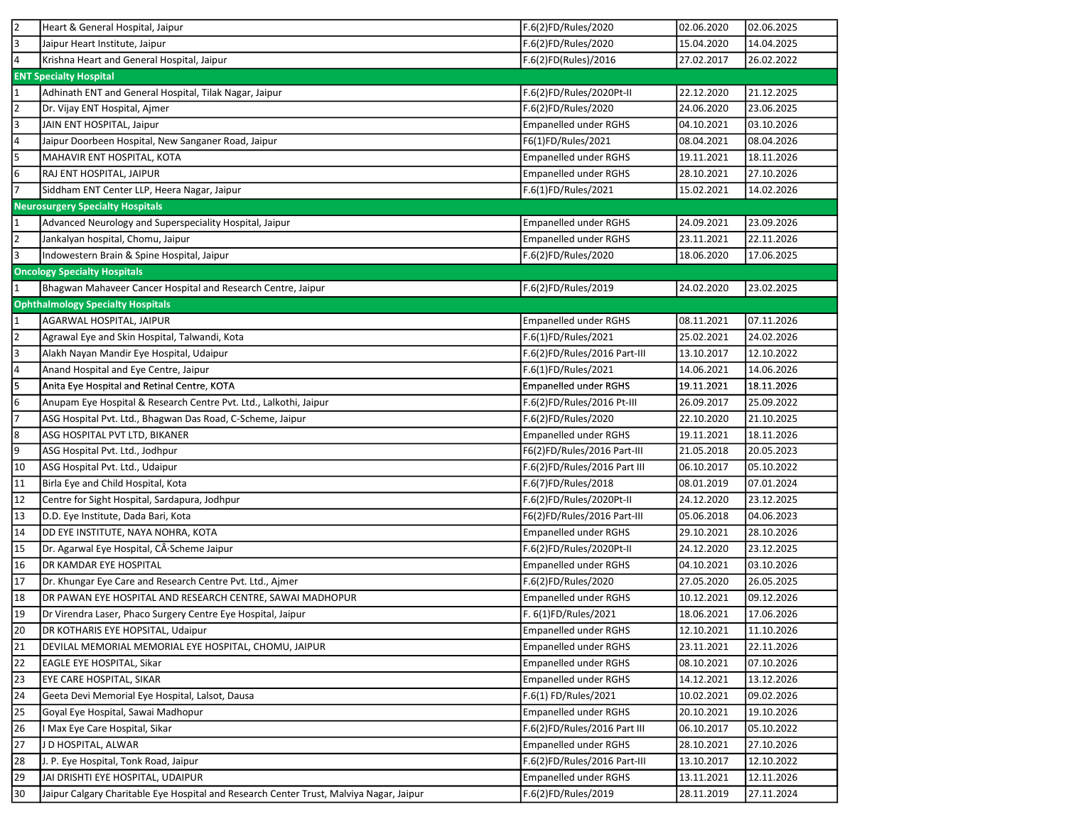| | | | | |
|---|---|---|---|---|
| 2 | Heart & General Hospital, Jaipur | F.6(2)FD/Rules/2020 | 02.06.2020 | 02.06.2025 |
| 3 | Jaipur Heart Institute, Jaipur | F.6(2)FD/Rules/2020 | 15.04.2020 | 14.04.2025 |
| 4 | Krishna Heart and General Hospital, Jaipur | F.6(2)FD(Rules)/2016 | 27.02.2017 | 26.02.2022 |
| **ENT Specialty Hospital** | | | | |
| 1 | Adhinath ENT and General Hospital, Tilak Nagar, Jaipur | F.6(2)FD/Rules/2020Pt-II | 22.12.2020 | 21.12.2025 |
| 2 | Dr. Vijay ENT Hospital, Ajmer | F.6(2)FD/Rules/2020 | 24.06.2020 | 23.06.2025 |
| 3 | JAIN ENT HOSPITAL, Jaipur | Empanelled under RGHS | 04.10.2021 | 03.10.2026 |
| 4 | Jaipur Doorbeen Hospital, New Sanganer Road, Jaipur | F6(1)FD/Rules/2021 | 08.04.2021 | 08.04.2026 |
| 5 | MAHAVIR ENT HOSPITAL, KOTA | Empanelled under RGHS | 19.11.2021 | 18.11.2026 |
| 6 | RAJ ENT HOSPITAL, JAIPUR | Empanelled under RGHS | 28.10.2021 | 27.10.2026 |
| 7 | Siddham ENT Center LLP, Heera Nagar, Jaipur | F.6(1)FD/Rules/2021 | 15.02.2021 | 14.02.2026 |
| **Neurosurgery Specialty Hospitals** | | | | |
| 1 | Advanced Neurology and Superspeciality Hospital, Jaipur | Empanelled under RGHS | 24.09.2021 | 23.09.2026 |
| 2 | Jankalyan hospital, Chomu, Jaipur | Empanelled under RGHS | 23.11.2021 | 22.11.2026 |
| 3 | Indowestern Brain & Spine Hospital, Jaipur | F.6(2)FD/Rules/2020 | 18.06.2020 | 17.06.2025 |
| **Oncology Specialty Hospitals** | | | | |
| 1 | Bhagwan Mahaveer Cancer Hospital and Research Centre, Jaipur | F.6(2)FD/Rules/2019 | 24.02.2020 | 23.02.2025 |
| **Ophthalmology Specialty Hospitals** | | | | |
| 1 | AGARWAL HOSPITAL, JAIPUR | Empanelled under RGHS | 08.11.2021 | 07.11.2026 |
| 2 | Agrawal Eye and Skin Hospital, Talwandi, Kota | F.6(1)FD/Rules/2021 | 25.02.2021 | 24.02.2026 |
| 3 | Alakh Nayan Mandir Eye Hospital, Udaipur | F.6(2)FD/Rules/2016 Part-III | 13.10.2017 | 12.10.2022 |
| 4 | Anand Hospital and Eye Centre, Jaipur | F.6(1)FD/Rules/2021 | 14.06.2021 | 14.06.2026 |
| 5 | Anita Eye Hospital and Retinal Centre, KOTA | Empanelled under RGHS | 19.11.2021 | 18.11.2026 |
| 6 | Anupam Eye Hospital & Research Centre Pvt. Ltd., Lalkothi, Jaipur | F.6(2)FD/Rules/2016 Pt-III | 26.09.2017 | 25.09.2022 |
| 7 | ASG Hospital Pvt. Ltd., Bhagwan Das Road, C-Scheme, Jaipur | F.6(2)FD/Rules/2020 | 22.10.2020 | 21.10.2025 |
| 8 | ASG HOSPITAL PVT LTD, BIKANER | Empanelled under RGHS | 19.11.2021 | 18.11.2026 |
| 9 | ASG Hospital Pvt. Ltd., Jodhpur | F6(2)FD/Rules/2016 Part-III | 21.05.2018 | 20.05.2023 |
| 10 | ASG Hospital Pvt. Ltd., Udaipur | F.6(2)FD/Rules/2016 Part III | 06.10.2017 | 05.10.2022 |
| 11 | Birla Eye and Child Hospital, Kota | F.6(7)FD/Rules/2018 | 08.01.2019 | 07.01.2024 |
| 12 | Centre for Sight Hospital, Sardapura, Jodhpur | F.6(2)FD/Rules/2020Pt-II | 24.12.2020 | 23.12.2025 |
| 13 | D.D. Eye Institute, Dada Bari, Kota | F6(2)FD/Rules/2016 Part-III | 05.06.2018 | 04.06.2023 |
| 14 | DD EYE INSTITUTE, NAYA NOHRA, KOTA | Empanelled under RGHS | 29.10.2021 | 28.10.2026 |
| 15 | Dr. Agarwal Eye Hospital, CÂ·Scheme Jaipur | F.6(2)FD/Rules/2020Pt-II | 24.12.2020 | 23.12.2025 |
| 16 | DR KAMDAR EYE HOSPITAL | Empanelled under RGHS | 04.10.2021 | 03.10.2026 |
| 17 | Dr. Khungar Eye Care and Research Centre Pvt. Ltd., Ajmer | F.6(2)FD/Rules/2020 | 27.05.2020 | 26.05.2025 |
| 18 | DR PAWAN EYE HOSPITAL AND RESEARCH CENTRE, SAWAI MADHOPUR | Empanelled under RGHS | 10.12.2021 | 09.12.2026 |
| 19 | Dr Virendra Laser, Phaco Surgery Centre Eye Hospital, Jaipur | F. 6(1)FD/Rules/2021 | 18.06.2021 | 17.06.2026 |
| 20 | DR KOTHARIS EYE HOPSITAL, Udaipur | Empanelled under RGHS | 12.10.2021 | 11.10.2026 |
| 21 | DEVILAL MEMORIAL MEMORIAL EYE HOSPITAL, CHOMU, JAIPUR | Empanelled under RGHS | 23.11.2021 | 22.11.2026 |
| 22 | EAGLE EYE HOSPITAL, Sikar | Empanelled under RGHS | 08.10.2021 | 07.10.2026 |
| 23 | EYE CARE HOSPITAL, SIKAR | Empanelled under RGHS | 14.12.2021 | 13.12.2026 |
| 24 | Geeta Devi Memorial Eye Hospital, Lalsot, Dausa | F.6(1) FD/Rules/2021 | 10.02.2021 | 09.02.2026 |
| 25 | Goyal Eye Hospital, Sawai Madhopur | Empanelled under RGHS | 20.10.2021 | 19.10.2026 |
| 26 | I Max Eye Care Hospital, Sikar | F.6(2)FD/Rules/2016 Part III | 06.10.2017 | 05.10.2022 |
| 27 | J D HOSPITAL, ALWAR | Empanelled under RGHS | 28.10.2021 | 27.10.2026 |
| 28 | J. P. Eye Hospital, Tonk Road, Jaipur | F.6(2)FD/Rules/2016 Part-III | 13.10.2017 | 12.10.2022 |
| 29 | JAI DRISHTI EYE HOSPITAL, UDAIPUR | Empanelled under RGHS | 13.11.2021 | 12.11.2026 |
| 30 | Jaipur Calgary Charitable Eye Hospital and Research Center Trust, Malviya Nagar, Jaipur | F.6(2)FD/Rules/2019 | 28.11.2019 | 27.11.2024 |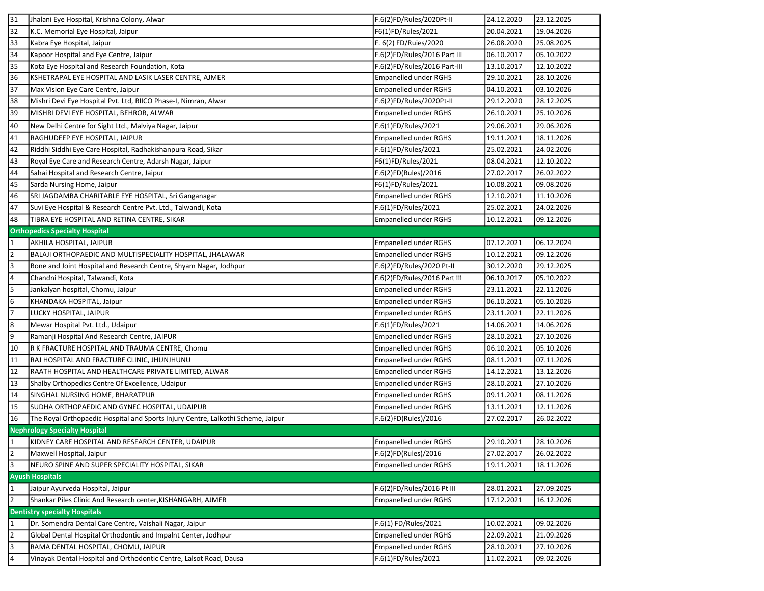| | | | | |
|---|---|---|---|---|
| 31 | Jhalani Eye Hospital, Krishna Colony, Alwar | F.6(2)FD/Rules/2020Pt-II | 24.12.2020 | 23.12.2025 |
| 32 | K.C. Memorial Eye Hospital, Jaipur | F6(1)FD/Rules/2021 | 20.04.2021 | 19.04.2026 |
| 33 | Kabra Eye Hospital, Jaipur | F. 6(2) FD/Ruies/2020 | 26.08.2020 | 25.08.2025 |
| 34 | Kapoor Hospital and Eye Centre, Jaipur | F.6(2)FD/Rules/2016 Part III | 06.10.2017 | 05.10.2022 |
| 35 | Kota Eye Hospital and Research Foundation, Kota | F.6(2)FD/Rules/2016 Part-III | 13.10.2017 | 12.10.2022 |
| 36 | KSHETRAPAL EYE HOSPITAL AND LASIK LASER CENTRE, AJMER | Empanelled under RGHS | 29.10.2021 | 28.10.2026 |
| 37 | Max Vision Eye Care Centre, Jaipur | Empanelled under RGHS | 04.10.2021 | 03.10.2026 |
| 38 | Mishri Devi Eye Hospital Pvt. Ltd, RIICO Phase-I, Nimran, Alwar | F.6(2)FD/Rules/2020Pt-II | 29.12.2020 | 28.12.2025 |
| 39 | MISHRI DEVI EYE HOSPITAL, BEHROR, ALWAR | Empanelled under RGHS | 26.10.2021 | 25.10.2026 |
| 40 | New Delhi Centre for Sight Ltd., Malviya Nagar, Jaipur | F.6(1)FD/Rules/2021 | 29.06.2021 | 29.06.2026 |
| 41 | RAGHUDEEP EYE HOSPITAL, JAIPUR | Empanelled under RGHS | 19.11.2021 | 18.11.2026 |
| 42 | Riddhi Siddhi Eye Care Hospital, Radhakishanpura Road, Sikar | F.6(1)FD/Rules/2021 | 25.02.2021 | 24.02.2026 |
| 43 | Royal Eye Care and Research Centre, Adarsh Nagar, Jaipur | F6(1)FD/Rules/2021 | 08.04.2021 | 12.10.2022 |
| 44 | Sahai Hospital and Research Centre, Jaipur | F.6(2)FD(Rules)/2016 | 27.02.2017 | 26.02.2022 |
| 45 | Sarda Nursing Home, Jaipur | F6(1)FD/Rules/2021 | 10.08.2021 | 09.08.2026 |
| 46 | SRI JAGDAMBA CHARITABLE EYE HOSPITAL, Sri Ganganagar | Empanelled under RGHS | 12.10.2021 | 11.10.2026 |
| 47 | Suvi Eye Hospital & Research Centre Pvt. Ltd., Talwandi, Kota | F.6(1)FD/Rules/2021 | 25.02.2021 | 24.02.2026 |
| 48 | TIBRA EYE HOSPITAL AND RETINA CENTRE, SIKAR | Empanelled under RGHS | 10.12.2021 | 09.12.2026 |
| **Orthopedics Specialty Hospital** | | | | |
| 1 | AKHILA HOSPITAL, JAIPUR | Empanelled under RGHS | 07.12.2021 | 06.12.2024 |
| 2 | BALAJI ORTHOPAEDIC AND MULTISPECIALITY HOSPITAL, JHALAWAR | Empanelled under RGHS | 10.12.2021 | 09.12.2026 |
| 3 | Bone and Joint Hospital and Research Centre, Shyam Nagar, Jodhpur | F.6(2)FD/Rules/2020 Pt-II | 30.12.2020 | 29.12.2025 |
| 4 | Chandni Hospital, Talwandi, Kota | F.6(2)FD/Rules/2016 Part III | 06.10.2017 | 05.10.2022 |
| 5 | Jankalyan hospital, Chomu, Jaipur | Empanelled under RGHS | 23.11.2021 | 22.11.2026 |
| 6 | KHANDAKA HOSPITAL, Jaipur | Empanelled under RGHS | 06.10.2021 | 05.10.2026 |
| 7 | LUCKY HOSPITAL, JAIPUR | Empanelled under RGHS | 23.11.2021 | 22.11.2026 |
| 8 | Mewar Hospital Pvt. Ltd., Udaipur | F.6(1)FD/Rules/2021 | 14.06.2021 | 14.06.2026 |
| 9 | Ramanji Hospital And Research Centre, JAIPUR | Empanelled under RGHS | 28.10.2021 | 27.10.2026 |
| 10 | R K FRACTURE HOSPITAL AND TRAUMA CENTRE, Chomu | Empanelled under RGHS | 06.10.2021 | 05.10.2026 |
| 11 | RAJ HOSPITAL AND FRACTURE CLINIC, JHUNJHUNU | Empanelled under RGHS | 08.11.2021 | 07.11.2026 |
| 12 | RAATH HOSPITAL AND HEALTHCARE PRIVATE LIMITED, ALWAR | Empanelled under RGHS | 14.12.2021 | 13.12.2026 |
| 13 | Shalby Orthopedics Centre Of Excellence, Udaipur | Empanelled under RGHS | 28.10.2021 | 27.10.2026 |
| 14 | SINGHAL NURSING HOME, BHARATPUR | Empanelled under RGHS | 09.11.2021 | 08.11.2026 |
| 15 | SUDHA ORTHOPAEDIC AND GYNEC HOSPITAL, UDAIPUR | Empanelled under RGHS | 13.11.2021 | 12.11.2026 |
| 16 | The Royal Orthopaedic Hospital and Sports Injury Centre, Lalkothi Scheme, Jaipur | F.6(2)FD(Rules)/2016 | 27.02.2017 | 26.02.2022 |
| **Nephrology Specialty Hospital** | | | | |
| 1 | KIDNEY CARE HOSPITAL AND RESEARCH CENTER, UDAIPUR | Empanelled under RGHS | 29.10.2021 | 28.10.2026 |
| 2 | Maxwell Hospital, Jaipur | F.6(2)FD(Rules)/2016 | 27.02.2017 | 26.02.2022 |
| 3 | NEURO SPINE AND SUPER SPECIALITY HOSPITAL, SIKAR | Empanelled under RGHS | 19.11.2021 | 18.11.2026 |
| **Ayush Hospitals** | | | | |
| 1 | Jaipur Ayurveda Hospital, Jaipur | F.6(2)FD/Rules/2016 Pt III | 28.01.2021 | 27.09.2025 |
| 2 | Shankar Piles Clinic And Research center,KISHANGARH, AJMER | Empanelled under RGHS | 17.12.2021 | 16.12.2026 |
| **Dentistry specialty Hospitals** | | | | |
| 1 | Dr. Somendra Dental Care Centre, Vaishali Nagar, Jaipur | F.6(1) FD/Rules/2021 | 10.02.2021 | 09.02.2026 |
| 2 | Global Dental Hospital Orthodontic and Impalnt Center, Jodhpur | Empanelled under RGHS | 22.09.2021 | 21.09.2026 |
| 3 | RAMA DENTAL HOSPITAL, CHOMU, JAIPUR | Empanelled under RGHS | 28.10.2021 | 27.10.2026 |
| 4 | Vinayak Dental Hospital and Orthodontic Centre, Lalsot Road, Dausa | F.6(1)FD/Rules/2021 | 11.02.2021 | 09.02.2026 |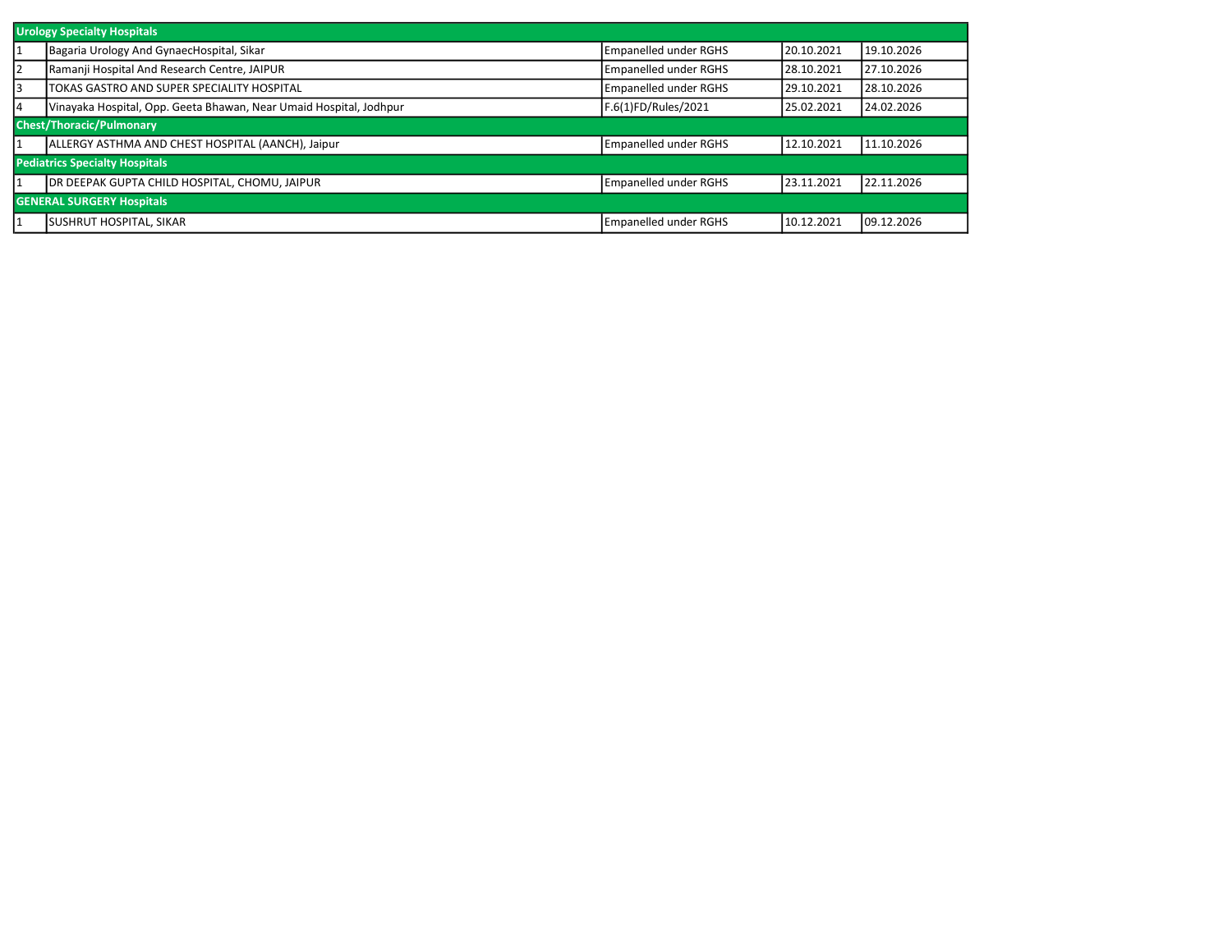| | | | | |
|---|---|---|---|---|
| **Urology Specialty Hospitals** | | | | |
| 1 | Bagaria Urology And GynaecHospital, Sikar | Empanelled under RGHS | 20.10.2021 | 19.10.2026 |
| 2 | Ramanji Hospital And Research Centre, JAIPUR | Empanelled under RGHS | 28.10.2021 | 27.10.2026 |
| 3 | TOKAS GASTRO AND SUPER SPECIALITY HOSPITAL | Empanelled under RGHS | 29.10.2021 | 28.10.2026 |
| 4 | Vinayaka Hospital, Opp. Geeta Bhawan, Near Umaid Hospital, Jodhpur | F.6(1)FD/Rules/2021 | 25.02.2021 | 24.02.2026 |
| **Chest/Thoracic/Pulmonary** | | | | |
| 1 | ALLERGY ASTHMA AND CHEST HOSPITAL (AANCH), Jaipur | Empanelled under RGHS | 12.10.2021 | 11.10.2026 |
| **Pediatrics Specialty Hospitals** | | | | |
| 1 | DR DEEPAK GUPTA CHILD HOSPITAL, CHOMU, JAIPUR | Empanelled under RGHS | 23.11.2021 | 22.11.2026 |
| **GENERAL SURGERY Hospitals** | | | | |
| 1 | SUSHRUT HOSPITAL, SIKAR | Empanelled under RGHS | 10.12.2021 | 09.12.2026 |